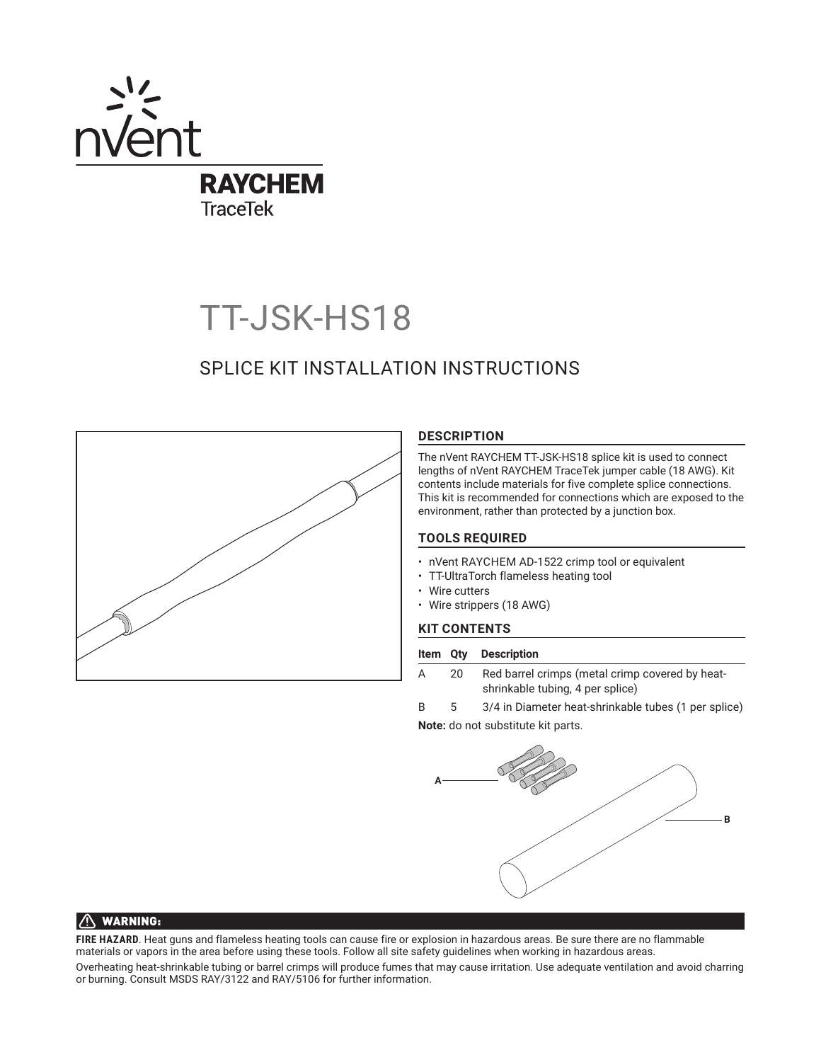nVent

RAYCHEM

TraceTek

# TT-JSK-HS18

## SPLICE KIT INSTALLATION INSTRUCTIONS

### DESCRIPTION

The nVent RAYCHEM TT-JSK-HS18 splice kit is used to connect lengths of nVent RAYCHEM TraceTek jumper cable (18 AWG). Kit contents include materials for five complete splice connections. This kit is recommended for connections which are exposed to the environment, rather than protected by a junction box.

### TOOLS REQUIRED

- nVent RAYCHEM AD-1522 crimp tool or equivalent
- TT-UltraTorch flameless heating tool
- Wire cutters
- Wire strippers (18 AWG)

### KIT CONTENTS

| Item | Qty | Description |
|---|---|---|
| A | 20 | Red barrel crimps (metal crimp covered by heat-shrinkable tubing, 4 per splice) |
| B | 5 | 3/4 in Diameter heat-shrinkable tubes (1 per splice) |

**Note:** do not substitute kit parts.

A

B

**⚠ WARNING:**

**FIRE HAZARD**. Heat guns and flameless heating tools can cause fire or explosion in hazardous areas. Be sure there are no flammable materials or vapors in the area before using these tools. Follow all site safety guidelines when working in hazardous areas.

Overheating heat-shrinkable tubing or barrel crimps will produce fumes that may cause irritation. Use adequate ventilation and avoid charring or burning. Consult MSDS RAY/3122 and RAY/5106 for further information.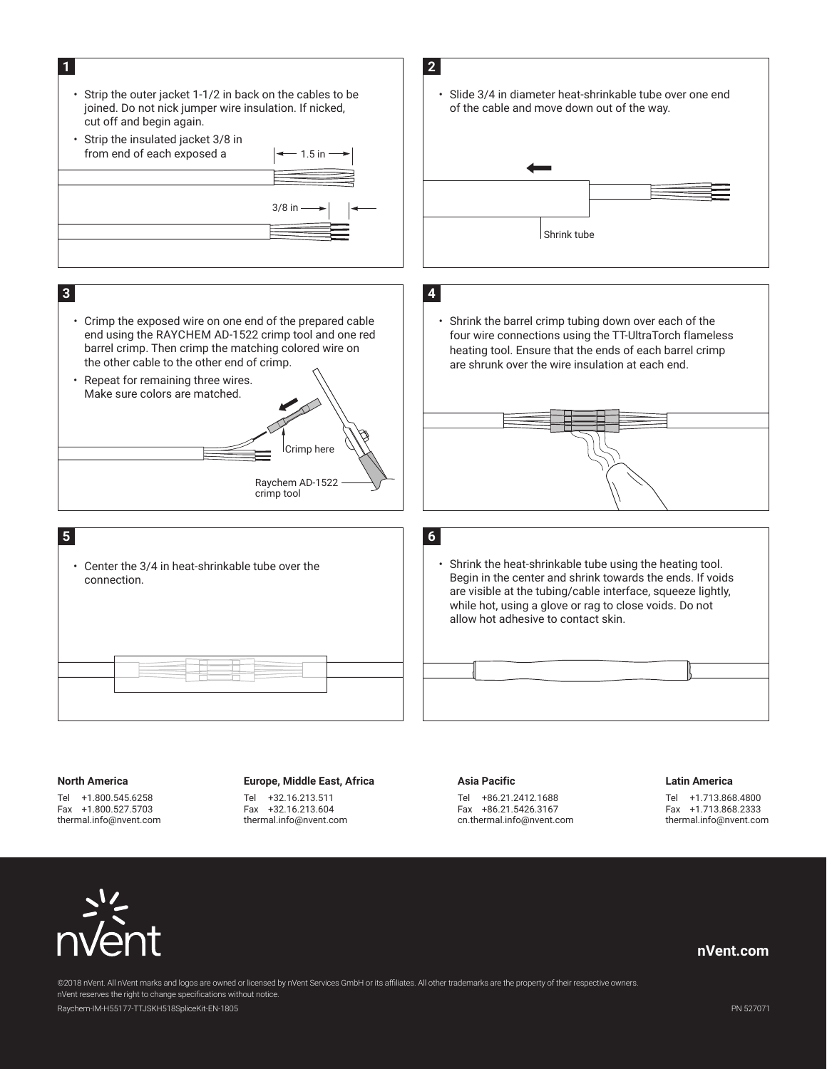## 1

- Strip the outer jacket 1-1/2 in back on the cables to be joined. Do not nick jumper wire insulation. If nicked, cut off and begin again.
- Strip the insulated jacket 3/8 in from end of each exposed a

1.5 in

3/8 in

## 2

- Slide 3/4 in diameter heat-shrinkable tube over one end of the cable and move down out of the way.

Shrink tube

## 3

- Crimp the exposed wire on one end of the prepared cable end using the RAYCHEM AD-1522 crimp tool and one red barrel crimp. Then crimp the matching colored wire on the other cable to the other end of crimp.
- Repeat for remaining three wires. Make sure colors are matched.

Crimp here

Raychem AD-1522 crimp tool

## 4

- Shrink the barrel crimp tubing down over each of the four wire connections using the TT-UltraTorch flameless heating tool. Ensure that the ends of each barrel crimp are shrunk over the wire insulation at each end.

## 5

- Center the 3/4 in heat-shrinkable tube over the connection.

## 6

- Shrink the heat-shrinkable tube using the heating tool. Begin in the center and shrink towards the ends. If voids are visible at the tubing/cable interface, squeeze lightly, while hot, using a glove or rag to close voids. Do not allow hot adhesive to contact skin.

**North America**

Tel +1.800.545.6258
Fax +1.800.527.5703
thermal.info@nvent.com

**Europe, Middle East, Africa**

Tel +32.16.213.511
Fax +32.16.213.604
thermal.info@nvent.com

**Asia Pacific**

Tel +86.21.2412.1688
Fax +86.21.5426.3167
cn.thermal.info@nvent.com

**Latin America**

Tel +1.713.868.4800
Fax +1.713.868.2333
thermal.info@nvent.com

nVent

**nVent.com**

©2018 nVent. All nVent marks and logos are owned or licensed by nVent Services GmbH or its affiliates. All other trademarks are the property of their respective owners. nVent reserves the right to change specifications without notice.

Raychem-IM-H55177-TTJSKH518SpliceKit-EN-1805

PN 527071